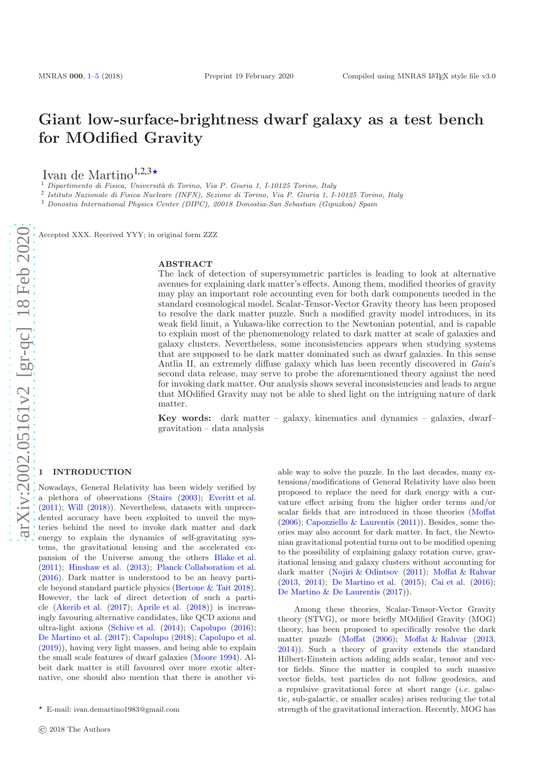# Giant low-surface-brightness dwarf galaxy as a test bench for MOdified Gravity

Ivan de Martino[1,2,3]⋆

[1] *Dipartimento di Fisica, Università di Torino, Via P. Giuria 1, I-10125 Torino, Italy*
[2] *Istituto Nazionale di Fisica Nucleare (INFN), Sezione di Torino, Via P. Giuria 1, I-10125 Torino, Italy*
[3] *Donostia International Physics Center (DIPC), 20018 Donostia-San Sebastian (Gipuzkoa) Spain*

Accepted XXX. Received YYY; in original form ZZZ

## ABSTRACT

The lack of detection of supersymmetric particles is leading to look at alternative avenues for explaining dark matter's effects. Among them, modified theories of gravity may play an important role accounting even for both dark components needed in the standard cosmological model. Scalar-Tensor-Vector Gravity theory has been proposed to resolve the dark matter puzzle. Such a modified gravity model introduces, in its weak field limit, a Yukawa-like correction to the Newtonian potential, and is capable to explain most of the phenomenology related to dark matter at scale of galaxies and galaxy clusters. Nevertheless, some inconsistencies appears when studying systems that are supposed to be dark matter dominated such as dwarf galaxies. In this sense Antlia II, an extremely diffuse galaxy which has been recently discovered in *Gaia*'s second data release, may serve to probe the aforementioned theory against the need for invoking dark matter. Our analysis shows several inconsistencies and leads to argue that MOdified Gravity may not be able to shed light on the intriguing nature of dark matter.

**Key words:** dark matter – galaxy, kinematics and dynamics – galaxies, dwarf– gravitation – data analysis

## 1 INTRODUCTION

Nowadays, General Relativity has been widely verified by a plethora of observations (Stairs (2003); Everitt et al. (2011); Will (2018)). Nevertheless, datasets with unprecedented accuracy have been exploited to unveil the mysteries behind the need to invoke dark matter and dark energy to explain the dynamics of self-gravitating systems, the gravitational lensing and the accelerated expansion of the Universe among the others Blake et al. (2011); Hinshaw et al. (2013); Planck Collaboration et al. (2016). Dark matter is understood to be an heavy particle beyond standard particle physics (Bertone & Tait 2018). However, the lack of direct detection of such a particle (Akerib et al. (2017); Aprile et al. (2018)) is increasingly favouring alternative candidates, like QCD axions and ultra-light axions (Schive et al. (2014); Capolupo (2016); De Martino et al. (2017); Capolupo (2018); Capolupo et al. (2019)), having very light masses, and being able to explain the small scale features of dwarf galaxies (Moore 1994). Albeit dark matter is still favoured over more exotic alternative, one should also mention that there is another viable way to solve the puzzle. In the last decades, many extensions/modifications of General Relativity have also been proposed to replace the need for dark energy with a curvature effect arising from the higher order terms and/or scalar fields that are introduced in those theories (Moffat (2006); Capozziello & Laurentis (2011)). Besides, some theories may also account for dark matter. In fact, the Newtonian gravitational potential turns out to be modified opening to the possibility of explaining galaxy rotation curve, gravitational lensing and galaxy clusters without accounting for dark matter (Nojiri & Odintsov (2011); Moffat & Rahvar (2013, 2014); De Martino et al. (2015); Cai et al. (2016); De Martino & De Laurentis (2017)).

Among these theories, Scalar-Tensor-Vector Gravity theory (STVG), or more briefly MOdified Gravity (MOG) theory, has been proposed to specifically resolve the dark matter puzzle (Moffat (2006); Moffat & Rahvar (2013, 2014)). Such a theory of gravity extends the standard Hilbert-Einstein action adding adds scalar, tensor and vector fields. Since the matter is coupled to such massive vector fields, test particles do not follow geodesics, and a repulsive gravitational force at short range (*i.e.* galactic, sub-galactic, or smaller scales) arises reducing the total strength of the gravitational interaction. Recently, MOG has

⋆ E-mail: ivan.demartino1983@gmail.com

© 2018 The Authors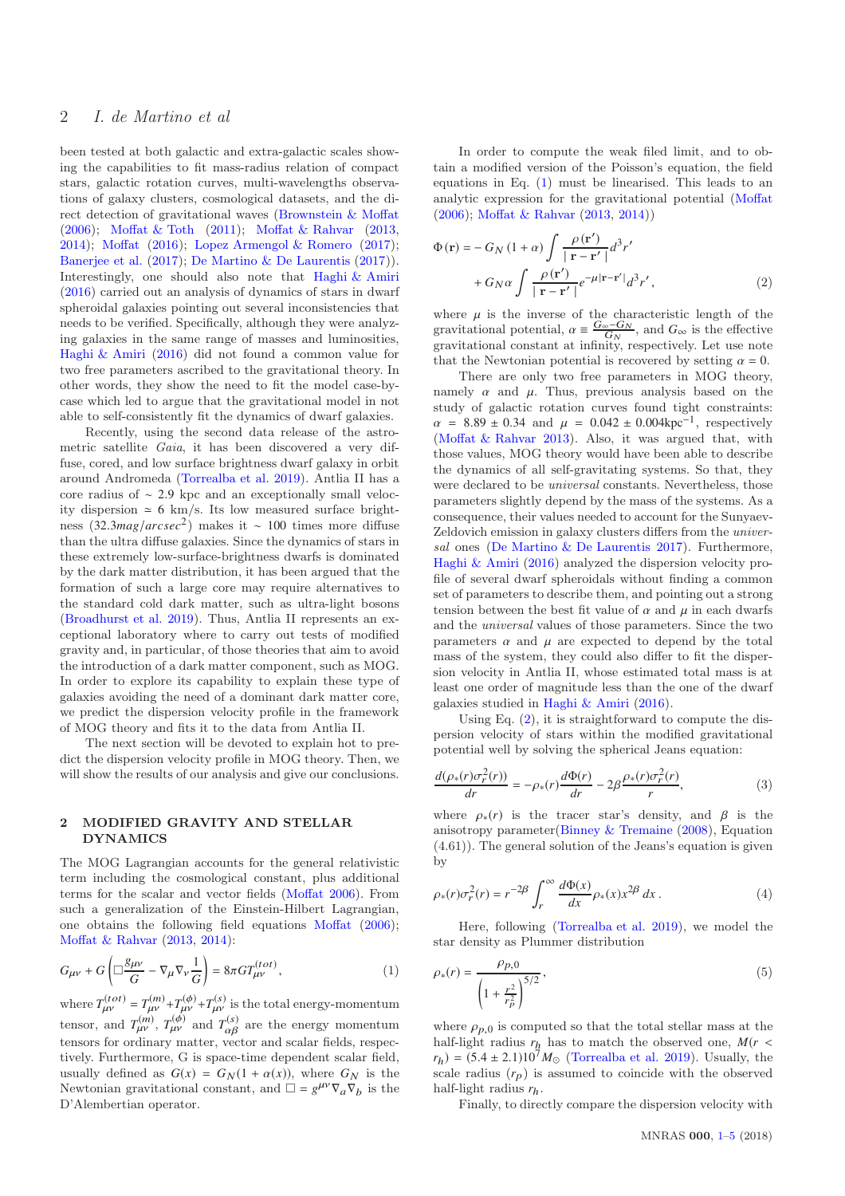been tested at both galactic and extra-galactic scales showing the capabilities to fit mass-radius relation of compact stars, galactic rotation curves, multi-wavelengths observations of galaxy clusters, cosmological datasets, and the direct detection of gravitational waves (Brownstein & Moffat (2006); Moffat & Toth (2011); Moffat & Rahvar (2013, 2014); Moffat (2016); Lopez Armengol & Romero (2017); Banerjee et al. (2017); De Martino & De Laurentis (2017)). Interestingly, one should also note that Haghi & Amiri (2016) carried out an analysis of dynamics of stars in dwarf spheroidal galaxies pointing out several inconsistencies that needs to be verified. Specifically, although they were analyzing galaxies in the same range of masses and luminosities, Haghi & Amiri (2016) did not found a common value for two free parameters ascribed to the gravitational theory. In other words, they show the need to fit the model case-by-case which led to argue that the gravitational model in not able to self-consistently fit the dynamics of dwarf galaxies.

Recently, using the second data release of the astrometric satellite *Gaia*, it has been discovered a very diffuse, cored, and low surface brightness dwarf galaxy in orbit around Andromeda (Torrealba et al. 2019). Antlia II has a core radius of $\sim 2.9$ kpc and an exceptionally small velocity dispersion $\simeq 6$ km/s. Its low measured surface brightness ($32.3 mag/arcsec^2$) makes it $\sim 100$ times more diffuse than the ultra diffuse galaxies. Since the dynamics of stars in these extremely low-surface-brightness dwarfs is dominated by the dark matter distribution, it has been argued that the formation of such a large core may require alternatives to the standard cold dark matter, such as ultra-light bosons (Broadhurst et al. 2019). Thus, Antlia II represents an exceptional laboratory where to carry out tests of modified gravity and, in particular, of those theories that aim to avoid the introduction of a dark matter component, such as MOG. In order to explore its capability to explain these type of galaxies avoiding the need of a dominant dark matter core, we predict the dispersion velocity profile in the framework of MOG theory and fits it to the data from Antlia II.

The next section will be devoted to explain hot to predict the dispersion velocity profile in MOG theory. Then, we will show the results of our analysis and give our conclusions.

## 2 MODIFIED GRAVITY AND STELLAR DYNAMICS

The MOG Lagrangian accounts for the general relativistic term including the cosmological constant, plus additional terms for the scalar and vector fields (Moffat 2006). From such a generalization of the Einstein-Hilbert Lagrangian, one obtains the following field equations Moffat (2006); Moffat & Rahvar (2013, 2014):

$$G_{\mu\nu} + G\left(\Box\frac{g_{\mu\nu}}{G} - \nabla_\mu\nabla_\nu\frac{1}{G}\right) = 8\pi G T^{(tot)}_{\mu\nu}, \tag{1}$$

where $T^{(tot)}_{\mu\nu} = T^{(m)}_{\mu\nu} + T^{(\phi)}_{\mu\nu} + T^{(s)}_{\mu\nu}$ is the total energy-momentum tensor, and $T^{(m)}_{\mu\nu}$, $T^{(\phi)}_{\mu\nu}$ and $T^{(s)}_{\alpha\beta}$ are the energy momentum tensors for ordinary matter, vector and scalar fields, respectively. Furthermore, G is space-time dependent scalar field, usually defined as $G(x) = G_N(1+\alpha(x))$, where $G_N$ is the Newtonian gravitational constant, and $\Box = g^{\mu\nu}\nabla_a\nabla_b$ is the D'Alembertian operator.

In order to compute the weak filed limit, and to obtain a modified version of the Poisson's equation, the field equations in Eq. (1) must be linearised. This leads to an analytic expression for the gravitational potential (Moffat (2006); Moffat & Rahvar (2013, 2014))

$$\Phi(\mathbf{r}) = -G_N(1+\alpha)\int\frac{\rho(\mathbf{r}')}{|\mathbf{r}-\mathbf{r}'|}d^3r' + G_N\alpha\int\frac{\rho(\mathbf{r}')}{|\mathbf{r}-\mathbf{r}'|}e^{-\mu|\mathbf{r}-\mathbf{r}'|}d^3r', \tag{2}$$

where $\mu$ is the inverse of the characteristic length of the gravitational potential, $\alpha \equiv \frac{G_\infty - G_N}{G_N}$, and $G_\infty$ is the effective gravitational constant at infinity, respectively. Let use note that the Newtonian potential is recovered by setting $\alpha = 0$.

There are only two free parameters in MOG theory, namely $\alpha$ and $\mu$. Thus, previous analysis based on the study of galactic rotation curves found tight constraints: $\alpha = 8.89 \pm 0.34$ and $\mu = 0.042 \pm 0.004\mathrm{kpc}^{-1}$, respectively (Moffat & Rahvar 2013). Also, it was argued that, with those values, MOG theory would have been able to describe the dynamics of all self-gravitating systems. So that, they were declared to be *universal* constants. Nevertheless, those parameters slightly depend by the mass of the systems. As a consequence, their values needed to account for the Sunyaev-Zeldovich emission in galaxy clusters differs from the *universal* ones (De Martino & De Laurentis 2017). Furthermore, Haghi & Amiri (2016) analyzed the dispersion velocity profile of several dwarf spheroidals without finding a common set of parameters to describe them, and pointing out a strong tension between the best fit value of $\alpha$ and $\mu$ in each dwarfs and the *universal* values of those parameters. Since the two parameters $\alpha$ and $\mu$ are expected to depend by the total mass of the system, they could also differ to fit the dispersion velocity in Antlia II, whose estimated total mass is at least one order of magnitude less than the one of the dwarf galaxies studied in Haghi & Amiri (2016).

Using Eq. (2), it is straightforward to compute the dispersion velocity of stars within the modified gravitational potential well by solving the spherical Jeans equation:

$$\frac{d(\rho_*(r)\sigma_r^2(r))}{dr} = -\rho_*(r)\frac{d\Phi(r)}{dr} - 2\beta\frac{\rho_*(r)\sigma_r^2(r)}{r}, \tag{3}$$

where $\rho_*(r)$ is the tracer star's density, and $\beta$ is the anisotropy parameter(Binney & Tremaine (2008), Equation (4.61)). The general solution of the Jeans's equation is given by

$$\rho_*(r)\sigma_r^2(r) = r^{-2\beta}\int_r^\infty\frac{d\Phi(x)}{dx}\rho_*(x)x^{2\beta}\,dx\,. \tag{4}$$

Here, following (Torrealba et al. 2019), we model the star density as Plummer distribution

$$\rho_*(r) = \frac{\rho_{p,0}}{\left(1+\frac{r^2}{r_p^2}\right)^{5/2}}, \tag{5}$$

where $\rho_{p,0}$ is computed so that the total stellar mass at the half-light radius $r_h$ has to match the observed one, $M(r < r_h) = (5.4 \pm 2.1)10^7 M_\odot$ (Torrealba et al. 2019). Usually, the scale radius ($r_p$) is assumed to coincide with the observed half-light radius $r_h$.

Finally, to directly compare the dispersion velocity with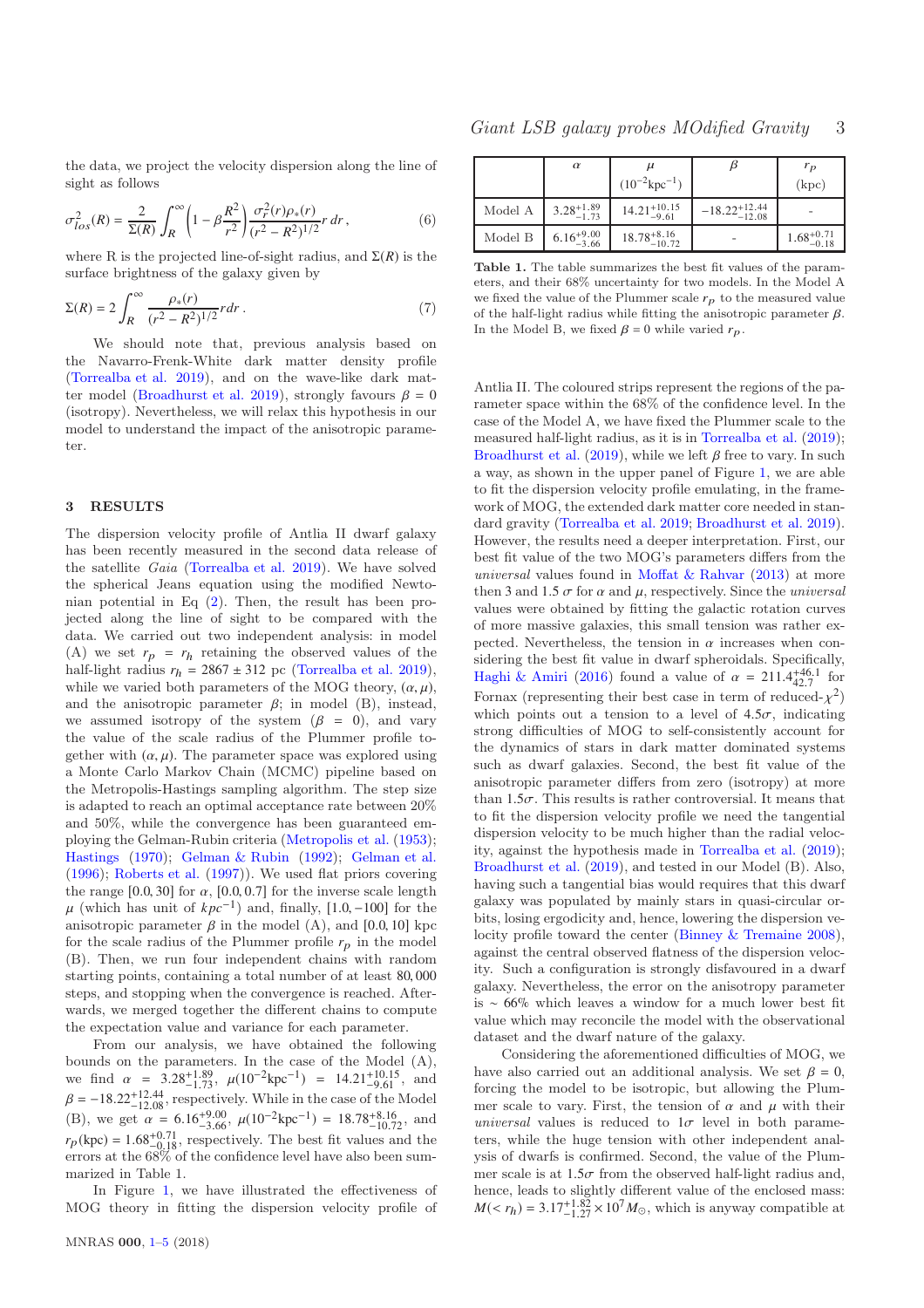the data, we project the velocity dispersion along the line of sight as follows

$$\sigma_{los}^2(R) = \frac{2}{\Sigma(R)} \int_R^\infty \left(1 - \beta\frac{R^2}{r^2}\right) \frac{\sigma_r^2(r)\rho_*(r)}{(r^2 - R^2)^{1/2}} r\, dr\,, \tag{6}$$

where R is the projected line-of-sight radius, and $\Sigma(R)$ is the surface brightness of the galaxy given by

$$\Sigma(R) = 2\int_R^\infty \frac{\rho_*(r)}{(r^2 - R^2)^{1/2}} r dr\,. \tag{7}$$

We should note that, previous analysis based on the Navarro-Frenk-White dark matter density profile (Torrealba et al. 2019), and on the wave-like dark matter model (Broadhurst et al. 2019), strongly favours $\beta = 0$ (isotropy). Nevertheless, we will relax this hypothesis in our model to understand the impact of the anisotropic parameter.

## 3 RESULTS

The dispersion velocity profile of Antlia II dwarf galaxy has been recently measured in the second data release of the satellite *Gaia* (Torrealba et al. 2019). We have solved the spherical Jeans equation using the modified Newtonian potential in Eq (2). Then, the result has been projected along the line of sight to be compared with the data. We carried out two independent analysis: in model (A) we set $r_p = r_h$ retaining the observed values of the half-light radius $r_h = 2867 \pm 312$ pc (Torrealba et al. 2019), while we varied both parameters of the MOG theory, $(\alpha, \mu)$, and the anisotropic parameter $\beta$; in model (B), instead, we assumed isotropy of the system ($\beta = 0$), and vary the value of the scale radius of the Plummer profile together with $(\alpha, \mu)$. The parameter space was explored using a Monte Carlo Markov Chain (MCMC) pipeline based on the Metropolis-Hastings sampling algorithm. The step size is adapted to reach an optimal acceptance rate between 20% and 50%, while the convergence has been guaranteed employing the Gelman-Rubin criteria (Metropolis et al. (1953); Hastings (1970); Gelman & Rubin (1992); Gelman et al. (1996); Roberts et al. (1997)). We used flat priors covering the range $[0.0, 30]$ for $\alpha$, $[0.0, 0.7]$ for the inverse scale length $\mu$ (which has unit of $kpc^{-1}$) and, finally, $[1.0, -100]$ for the anisotropic parameter $\beta$ in the model (A), and $[0.0, 10]$ kpc for the scale radius of the Plummer profile $r_p$ in the model (B). Then, we run four independent chains with random starting points, containing a total number of at least 80,000 steps, and stopping when the convergence is reached. Afterwards, we merged together the different chains to compute the expectation value and variance for each parameter.

From our analysis, we have obtained the following bounds on the parameters. In the case of the Model (A), we find $\alpha = 3.28^{+1.89}_{-1.73}$, $\mu(10^{-2}\mathrm{kpc}^{-1}) = 14.21^{+10.15}_{-9.61}$, and $\beta = -18.22^{+12.44}_{-12.08}$, respectively. While in the case of the Model (B), we get $\alpha = 6.16^{+9.00}_{-3.66}$, $\mu(10^{-2}\mathrm{kpc}^{-1}) = 18.78^{+8.16}_{-10.72}$, and $r_p(\mathrm{kpc}) = 1.68^{+0.71}_{-0.18}$, respectively. The best fit values and the errors at the 68% of the confidence level have also been summarized in Table 1.

In Figure 1, we have illustrated the effectiveness of MOG theory in fitting the dispersion velocity profile of Antlia II. The coloured strips represent the regions of the parameter space within the 68% of the confidence level. In the case of the Model A, we have fixed the Plummer scale to the measured half-light radius, as it is in Torrealba et al. (2019); Broadhurst et al. (2019), while we left $\beta$ free to vary. In such a way, as shown in the upper panel of Figure 1, we are able to fit the dispersion velocity profile emulating, in the framework of MOG, the extended dark matter core needed in standard gravity (Torrealba et al. 2019; Broadhurst et al. 2019). However, the results need a deeper interpretation. First, our best fit value of the two MOG's parameters differs from the *universal* values found in Moffat & Rahvar (2013) at more then 3 and 1.5 $\sigma$ for $\alpha$ and $\mu$, respectively. Since the *universal* values were obtained by fitting the galactic rotation curves of more massive galaxies, this small tension was rather expected. Nevertheless, the tension in $\alpha$ increases when considering the best fit value in dwarf spheroidals. Specifically, Haghi & Amiri (2016) found a value of $\alpha = 211.4^{+46.1}_{42.7}$ for Fornax (representing their best case in term of reduced-$\chi^2$) which points out a tension to a level of $4.5\sigma$, indicating strong difficulties of MOG to self-consistently account for the dynamics of stars in dark matter dominated systems such as dwarf galaxies. Second, the best fit value of the anisotropic parameter differs from zero (isotropy) at more than $1.5\sigma$. This results is rather controversial. It means that to fit the dispersion velocity profile we need the tangential dispersion velocity to be much higher than the radial velocity, against the hypothesis made in Torrealba et al. (2019); Broadhurst et al. (2019), and tested in our Model (B). Also, having such a tangential bias would requires that this dwarf galaxy was populated by mainly stars in quasi-circular orbits, losing ergodicity and, hence, lowering the dispersion velocity profile toward the center (Binney & Tremaine 2008), against the central observed flatness of the dispersion velocity. Such a configuration is strongly disfavoured in a dwarf galaxy. Nevertheless, the error on the anisotropy parameter is $\sim 66\%$ which leaves a window for a much lower best fit value which may reconcile the model with the observational dataset and the dwarf nature of the galaxy.

Considering the aforementioned difficulties of MOG, we have also carried out an additional analysis. We set $\beta = 0$, forcing the model to be isotropic, but allowing the Plummer scale to vary. First, the tension of $\alpha$ and $\mu$ with their *universal* values is reduced to $1\sigma$ level in both parameters, while the huge tension with other independent analysis of dwarfs is confirmed. Second, the value of the Plummer scale is at $1.5\sigma$ from the observed half-light radius and, hence, leads to slightly different value of the enclosed mass: $M(< r_h) = 3.17^{+1.82}_{-1.27} \times 10^7 M_\odot$, which is anyway compatible at

| | $\alpha$ | $\mu$ $(10^{-2}\mathrm{kpc}^{-1})$ | $\beta$ | $r_p$ (kpc) |
|---|---|---|---|---|
| Model A | $3.28^{+1.89}_{-1.73}$ | $14.21^{+10.15}_{-9.61}$ | $-18.22^{+12.44}_{-12.08}$ | - |
| Model B | $6.16^{+9.00}_{-3.66}$ | $18.78^{+8.16}_{-10.72}$ | - | $1.68^{+0.71}_{-0.18}$ |

**Table 1.** The table summarizes the best fit values of the parameters, and their 68% uncertainty for two models. In the Model A we fixed the value of the Plummer scale $r_p$ to the measured value of the half-light radius while fitting the anisotropic parameter $\beta$. In the Model B, we fixed $\beta = 0$ while varied $r_p$.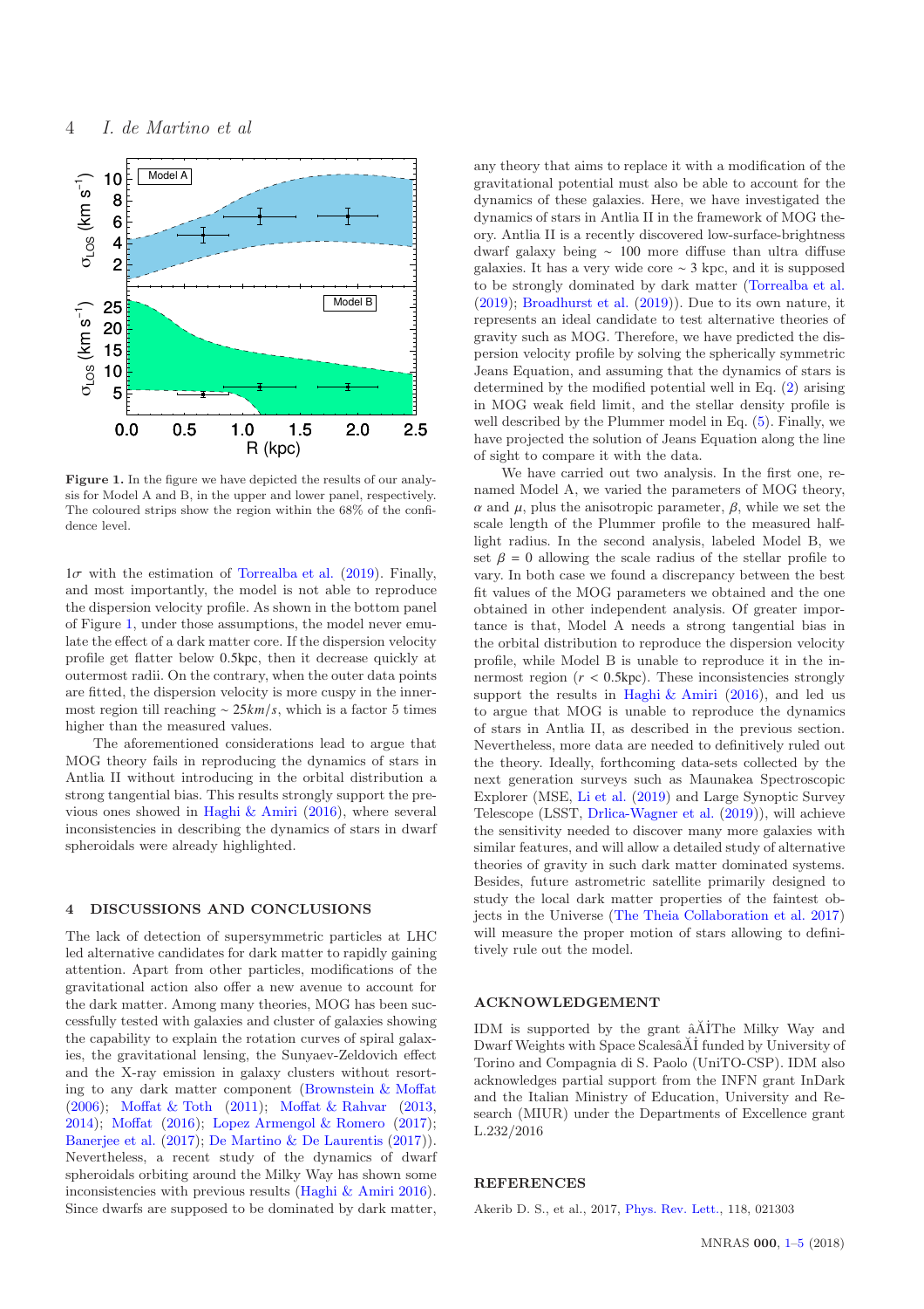**Figure 1.** In the figure we have depicted the results of our analysis for Model A and B, in the upper and lower panel, respectively. The coloured strips show the region within the 68% of the confidence level.

$1\sigma$ with the estimation of Torrealba et al. (2019). Finally, and most importantly, the model is not able to reproduce the dispersion velocity profile. As shown in the bottom panel of Figure 1, under those assumptions, the model never emulate the effect of a dark matter core. If the dispersion velocity profile get flatter below 0.5kpc, then it decrease quickly at outermost radii. On the contrary, when the outer data points are fitted, the dispersion velocity is more cuspy in the innermost region till reaching $\sim 25km/s$, which is a factor 5 times higher than the measured values.

The aforementioned considerations lead to argue that MOG theory fails in reproducing the dynamics of stars in Antlia II without introducing in the orbital distribution a strong tangential bias. This results strongly support the previous ones showed in Haghi & Amiri (2016), where several inconsistencies in describing the dynamics of stars in dwarf spheroidals were already highlighted.

## 4 DISCUSSIONS AND CONCLUSIONS

The lack of detection of supersymmetric particles at LHC led alternative candidates for dark matter to rapidly gaining attention. Apart from other particles, modifications of the gravitational action also offer a new avenue to account for the dark matter. Among many theories, MOG has been successfully tested with galaxies and cluster of galaxies showing the capability to explain the rotation curves of spiral galaxies, the gravitational lensing, the Sunyaev-Zeldovich effect and the X-ray emission in galaxy clusters without resorting to any dark matter component (Brownstein & Moffat (2006); Moffat & Toth (2011); Moffat & Rahvar (2013, 2014); Moffat (2016); Lopez Armengol & Romero (2017); Banerjee et al. (2017); De Martino & De Laurentis (2017)). Nevertheless, a recent study of the dynamics of dwarf spheroidals orbiting around the Milky Way has shown some inconsistencies with previous results (Haghi & Amiri 2016). Since dwarfs are supposed to be dominated by dark matter, any theory that aims to replace it with a modification of the gravitational potential must also be able to account for the dynamics of these galaxies. Here, we have investigated the dynamics of stars in Antlia II in the framework of MOG theory. Antlia II is a recently discovered low-surface-brightness dwarf galaxy being $\sim$ 100 more diffuse than ultra diffuse galaxies. It has a very wide core $\sim 3$ kpc, and it is supposed to be strongly dominated by dark matter (Torrealba et al. (2019); Broadhurst et al. (2019)). Due to its own nature, it represents an ideal candidate to test alternative theories of gravity such as MOG. Therefore, we have predicted the dispersion velocity profile by solving the spherically symmetric Jeans Equation, and assuming that the dynamics of stars is determined by the modified potential well in Eq. (2) arising in MOG weak field limit, and the stellar density profile is well described by the Plummer model in Eq. (5). Finally, we have projected the solution of Jeans Equation along the line of sight to compare it with the data.

We have carried out two analysis. In the first one, renamed Model A, we varied the parameters of MOG theory, $\alpha$ and $\mu$, plus the anisotropic parameter, $\beta$, while we set the scale length of the Plummer profile to the measured half-light radius. In the second analysis, labeled Model B, we set $\beta = 0$ allowing the scale radius of the stellar profile to vary. In both case we found a discrepancy between the best fit values of the MOG parameters we obtained and the one obtained in other independent analysis. Of greater importance is that, Model A needs a strong tangential bias in the orbital distribution to reproduce the dispersion velocity profile, while Model B is unable to reproduce it in the innermost region ($r < 0.5$kpc). These inconsistencies strongly support the results in Haghi & Amiri (2016), and led us to argue that MOG is unable to reproduce the dynamics of stars in Antlia II, as described in the previous section. Nevertheless, more data are needed to definitively ruled out the theory. Ideally, forthcoming data-sets collected by the next generation surveys such as Maunakea Spectroscopic Explorer (MSE, Li et al. (2019) and Large Synoptic Survey Telescope (LSST, Drlica-Wagner et al. (2019)), will achieve the sensitivity needed to discover many more galaxies with similar features, and will allow a detailed study of alternative theories of gravity in such dark matter dominated systems. Besides, future astrometric satellite primarily designed to study the local dark matter properties of the faintest objects in the Universe (The Theia Collaboration et al. 2017) will measure the proper motion of stars allowing to definitively rule out the model.

## ACKNOWLEDGEMENT

IDM is supported by the grant âĂİThe Milky Way and Dwarf Weights with Space ScalesâĂİ funded by University of Torino and Compagnia di S. Paolo (UniTO-CSP). IDM also acknowledges partial support from the INFN grant InDark and the Italian Ministry of Education, University and Research (MIUR) under the Departments of Excellence grant L.232/2016

## REFERENCES

Akerib D. S., et al., 2017, Phys. Rev. Lett., 118, 021303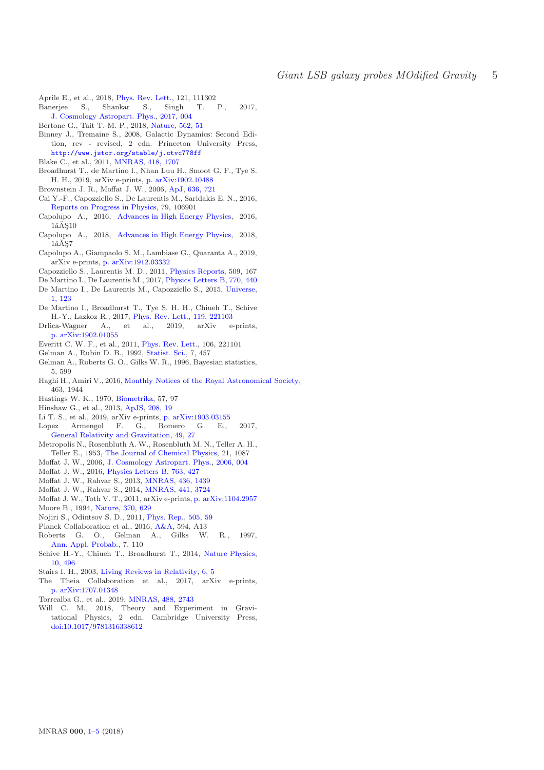Aprile E., et al., 2018, Phys. Rev. Lett., 121, 111302

Banerjee S., Shankar S., Singh T. P., 2017, J. Cosmology Astropart. Phys., 2017, 004

Bertone G., Tait T. M. P., 2018, Nature, 562, 51

Binney J., Tremaine S., 2008, Galactic Dynamics: Second Edition, rev - revised, 2 edn. Princeton University Press, http://www.jstor.org/stable/j.ctvc778ff

Blake C., et al., 2011, MNRAS, 418, 1707

Broadhurst T., de Martino I., Nhan Luu H., Smoot G. F., Tye S. H. H., 2019, arXiv e-prints, p. arXiv:1902.10488

Brownstein J. R., Moffat J. W., 2006, ApJ, 636, 721

Cai Y.-F., Capozziello S., De Laurentis M., Saridakis E. N., 2016, Reports on Progress in Physics, 79, 106901

Capolupo A., 2016, Advances in High Energy Physics, 2016, 1âĂŞ10

Capolupo A., 2018, Advances in High Energy Physics, 2018, 1âĂŞ7

Capolupo A., Giampaolo S. M., Lambiase G., Quaranta A., 2019, arXiv e-prints, p. arXiv:1912.03332

Capozziello S., Laurentis M. D., 2011, Physics Reports, 509, 167

De Martino I., De Laurentis M., 2017, Physics Letters B, 770, 440

De Martino I., De Laurentis M., Capozziello S., 2015, Universe, 1, 123

De Martino I., Broadhurst T., Tye S. H. H., Chiueh T., Schive H.-Y., Lazkoz R., 2017, Phys. Rev. Lett., 119, 221103

Drlica-Wagner A., et al., 2019, arXiv e-prints, p. arXiv:1902.01055

Everitt C. W. F., et al., 2011, Phys. Rev. Lett., 106, 221101

Gelman A., Rubin D. B., 1992, Statist. Sci., 7, 457

Gelman A., Roberts G. O., Gilks W. R., 1996, Bayesian statistics, 5, 599

Haghi H., Amiri V., 2016, Monthly Notices of the Royal Astronomical Society, 463, 1944

Hastings W. K., 1970, Biometrika, 57, 97

Hinshaw G., et al., 2013, ApJS, 208, 19

Li T. S., et al., 2019, arXiv e-prints, p. arXiv:1903.03155

Lopez Armengol F. G., Romero G. E., 2017, General Relativity and Gravitation, 49, 27

Metropolis N., Rosenbluth A. W., Rosenbluth M. N., Teller A. H., Teller E., 1953, The Journal of Chemical Physics, 21, 1087

Moffat J. W., 2006, J. Cosmology Astropart. Phys., 2006, 004

Moffat J. W., 2016, Physics Letters B, 763, 427

Moffat J. W., Rahvar S., 2013, MNRAS, 436, 1439

Moffat J. W., Rahvar S., 2014, MNRAS, 441, 3724

Moffat J. W., Toth V. T., 2011, arXiv e-prints, p. arXiv:1104.2957

Moore B., 1994, Nature, 370, 629

Nojiri S., Odintsov S. D., 2011, Phys. Rep., 505, 59

Planck Collaboration et al., 2016, A&A, 594, A13

Roberts G. O., Gelman A., Gilks W. R., 1997, Ann. Appl. Probab., 7, 110

Schive H.-Y., Chiueh T., Broadhurst T., 2014, Nature Physics, 10, 496

Stairs I. H., 2003, Living Reviews in Relativity, 6, 5

The Theia Collaboration et al., 2017, arXiv e-prints, p. arXiv:1707.01348

Torrealba G., et al., 2019, MNRAS, 488, 2743

Will C. M., 2018, Theory and Experiment in Gravitational Physics, 2 edn. Cambridge University Press, doi:10.1017/9781316338612